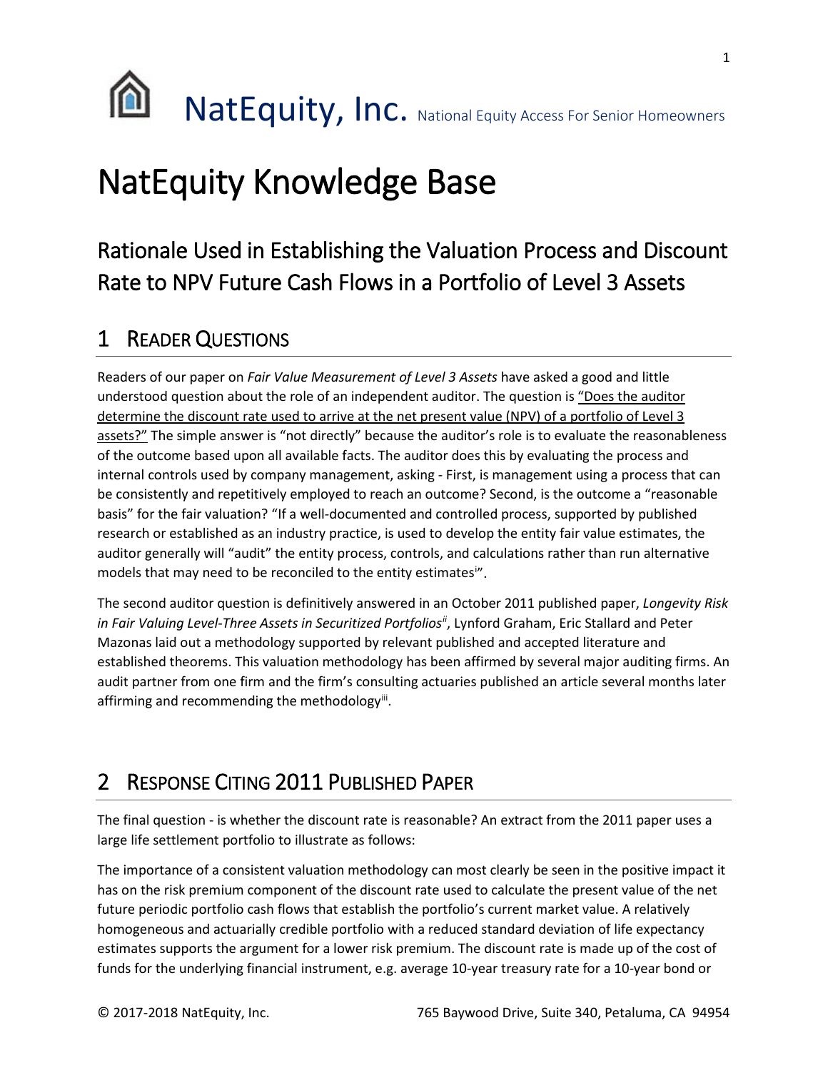NatEquity, Inc. National Equity Access For Senior Homeowners

# NatEquity Knowledge Base

## Rationale Used in Establishing the Valuation Process and Discount Rate to NPV Future Cash Flows in a Portfolio of Level 3 Assets

## 1 Reader Questions

Readers of our paper on *Fair Value Measurement of Level 3 Assets* have asked a good and little understood question about the role of an independent auditor. The question is "Does the auditor determine the discount rate used to arrive at the net present value (NPV) of a portfolio of Level 3 assets?" The simple answer is "not directly" because the auditor's role is to evaluate the reasonableness of the outcome based upon all available facts. The auditor does this by evaluating the process and internal controls used by company management, asking - First, is management using a process that can be consistently and repetitively employed to reach an outcome? Second, is the outcome a "reasonable basis" for the fair valuation? "If a well-documented and controlled process, supported by published research or established as an industry practice, is used to develop the entity fair value estimates, the auditor generally will "audit" the entity process, controls, and calculations rather than run alternative models that may need to be reconciled to the entity estimates[i]".

The second auditor question is definitively answered in an October 2011 published paper, *Longevity Risk in Fair Valuing Level-Three Assets in Securitized Portfolios*[ii], Lynford Graham, Eric Stallard and Peter Mazonas laid out a methodology supported by relevant published and accepted literature and established theorems. This valuation methodology has been affirmed by several major auditing firms. An audit partner from one firm and the firm's consulting actuaries published an article several months later affirming and recommending the methodology[iii].

## 2 Response Citing 2011 Published Paper

The final question - is whether the discount rate is reasonable? An extract from the 2011 paper uses a large life settlement portfolio to illustrate as follows:

The importance of a consistent valuation methodology can most clearly be seen in the positive impact it has on the risk premium component of the discount rate used to calculate the present value of the net future periodic portfolio cash flows that establish the portfolio's current market value. A relatively homogeneous and actuarially credible portfolio with a reduced standard deviation of life expectancy estimates supports the argument for a lower risk premium. The discount rate is made up of the cost of funds for the underlying financial instrument, e.g. average 10-year treasury rate for a 10-year bond or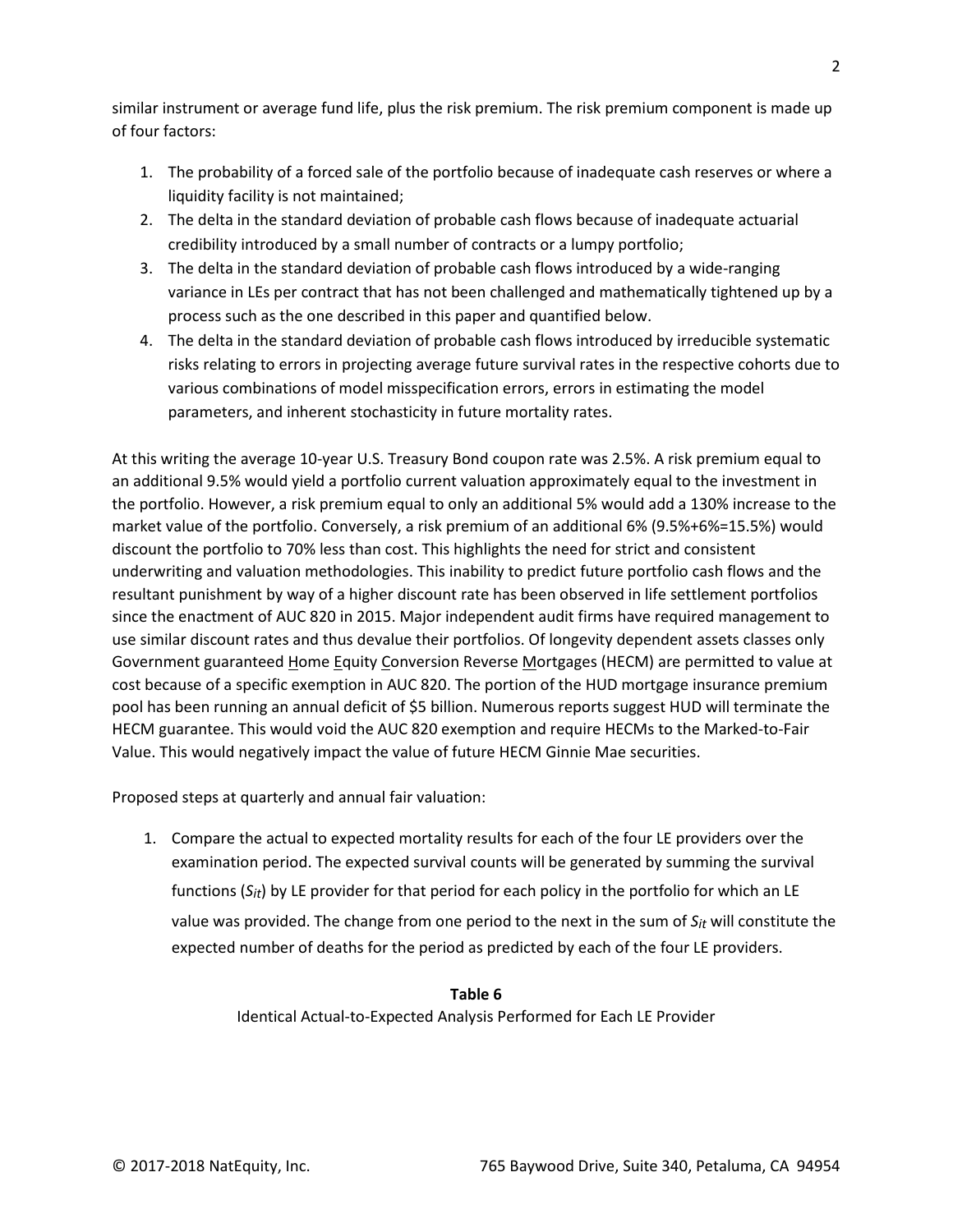similar instrument or average fund life, plus the risk premium. The risk premium component is made up of four factors:

1. The probability of a forced sale of the portfolio because of inadequate cash reserves or where a liquidity facility is not maintained;
2. The delta in the standard deviation of probable cash flows because of inadequate actuarial credibility introduced by a small number of contracts or a lumpy portfolio;
3. The delta in the standard deviation of probable cash flows introduced by a wide-ranging variance in LEs per contract that has not been challenged and mathematically tightened up by a process such as the one described in this paper and quantified below.
4. The delta in the standard deviation of probable cash flows introduced by irreducible systematic risks relating to errors in projecting average future survival rates in the respective cohorts due to various combinations of model misspecification errors, errors in estimating the model parameters, and inherent stochasticity in future mortality rates.

At this writing the average 10-year U.S. Treasury Bond coupon rate was 2.5%. A risk premium equal to an additional 9.5% would yield a portfolio current valuation approximately equal to the investment in the portfolio. However, a risk premium equal to only an additional 5% would add a 130% increase to the market value of the portfolio. Conversely, a risk premium of an additional 6% (9.5%+6%=15.5%) would discount the portfolio to 70% less than cost. This highlights the need for strict and consistent underwriting and valuation methodologies. This inability to predict future portfolio cash flows and the resultant punishment by way of a higher discount rate has been observed in life settlement portfolios since the enactment of AUC 820 in 2015. Major independent audit firms have required management to use similar discount rates and thus devalue their portfolios. Of longevity dependent assets classes only Government guaranteed Home Equity Conversion Reverse Mortgages (HECM) are permitted to value at cost because of a specific exemption in AUC 820. The portion of the HUD mortgage insurance premium pool has been running an annual deficit of $5 billion. Numerous reports suggest HUD will terminate the HECM guarantee. This would void the AUC 820 exemption and require HECMs to the Marked-to-Fair Value. This would negatively impact the value of future HECM Ginnie Mae securities.

Proposed steps at quarterly and annual fair valuation:

1. Compare the actual to expected mortality results for each of the four LE providers over the examination period. The expected survival counts will be generated by summing the survival functions ($S_{it}$) by LE provider for that period for each policy in the portfolio for which an LE value was provided. The change from one period to the next in the sum of $S_{it}$ will constitute the expected number of deaths for the period as predicted by each of the four LE providers.

**Table 6**

Identical Actual-to-Expected Analysis Performed for Each LE Provider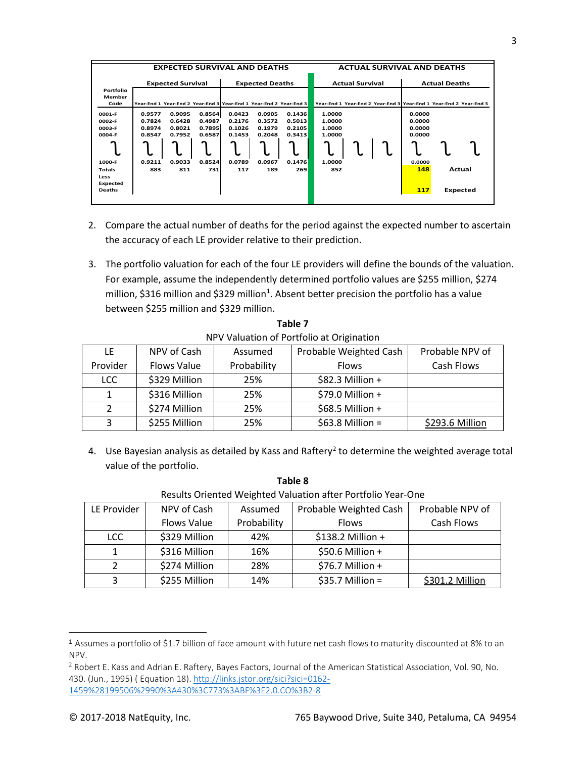| | EXPECTED SURVIVAL AND DEATHS | | | | | | ACTUAL SURVIVAL AND DEATHS | | | | | |
|---|---|---|---|---|---|---|---|---|---|---|---|---|
| | Expected Survival | | | Expected Deaths | | | Actual Survival | | | Actual Deaths | | |
| Portfolio Member Code | Year-End 1 | Year-End 2 | Year-End 3 | Year-End 1 | Year-End 2 | Year-End 3 | Year-End 1 | Year-End 2 | Year-End 3 | Year-End 1 | Year-End 2 | Year-End 3 |
| 0001-F | 0.9577 | 0.9095 | 0.8564 | 0.0423 | 0.0905 | 0.1436 | 1.0000 | | | 0.0000 | | |
| 0002-F | 0.7824 | 0.6428 | 0.4987 | 0.2176 | 0.3572 | 0.5013 | 1.0000 | | | 0.0000 | | |
| 0003-F | 0.8974 | 0.8021 | 0.7895 | 0.1026 | 0.1979 | 0.2105 | 1.0000 | | | 0.0000 | | |
| 0004-F | 0.8547 | 0.7952 | 0.6587 | 0.1453 | 0.2048 | 0.3413 | 1.0000 | | | 0.0000 | | |
| ⁞ | ⁞ | ⁞ | ⁞ | ⁞ | ⁞ | ⁞ | ⁞ | ⁞ | ⁞ | ⁞ | ⁞ | ⁞ |
| 1000-F | 0.9211 | 0.9033 | 0.8524 | 0.0789 | 0.0967 | 0.1476 | 1.0000 | | | 0.0000 | | |
| Totals | 883 | 811 | 731 | 117 | 189 | 269 | 852 | | | 148 | Actual | |
| Less Expected Deaths | | | | | | | | | | 117 | Expected | |

2. Compare the actual number of deaths for the period against the expected number to ascertain the accuracy of each LE provider relative to their prediction.

3. The portfolio valuation for each of the four LE providers will define the bounds of the valuation. For example, assume the independently determined portfolio values are \$255 million, \$274 million, \$316 million and \$329 million[1]. Absent better precision the portfolio has a value between \$255 million and \$329 million.

**Table 7**

NPV Valuation of Portfolio at Origination

| LE Provider | NPV of Cash Flows Value | Assumed Probability | Probable Weighted Cash Flows | Probable NPV of Cash Flows |
|---|---|---|---|---|
| LCC | \$329 Million | 25% | \$82.3 Million + | |
| 1 | \$316 Million | 25% | \$79.0 Million + | |
| 2 | \$274 Million | 25% | \$68.5 Million + | |
| 3 | \$255 Million | 25% | \$63.8 Million = | \$293.6 Million |

4. Use Bayesian analysis as detailed by Kass and Raftery[2] to determine the weighted average total value of the portfolio.

**Table 8**

Results Oriented Weighted Valuation after Portfolio Year-One

| LE Provider | NPV of Cash Flows Value | Assumed Probability | Probable Weighted Cash Flows | Probable NPV of Cash Flows |
|---|---|---|---|---|
| LCC | \$329 Million | 42% | \$138.2 Million + | |
| 1 | \$316 Million | 16% | \$50.6 Million + | |
| 2 | \$274 Million | 28% | \$76.7 Million + | |
| 3 | \$255 Million | 14% | \$35.7 Million = | \$301.2 Million |

---

[1] Assumes a portfolio of \$1.7 billion of face amount with future net cash flows to maturity discounted at 8% to an NPV.

[2] Robert E. Kass and Adrian E. Raftery, Bayes Factors, Journal of the American Statistical Association, Vol. 90, No. 430. (Jun., 1995) ( Equation 18). http://links.jstor.org/sici?sici=0162-1459%28199506%2990%3A430%3C773%3ABF%3E2.0.CO%3B2-8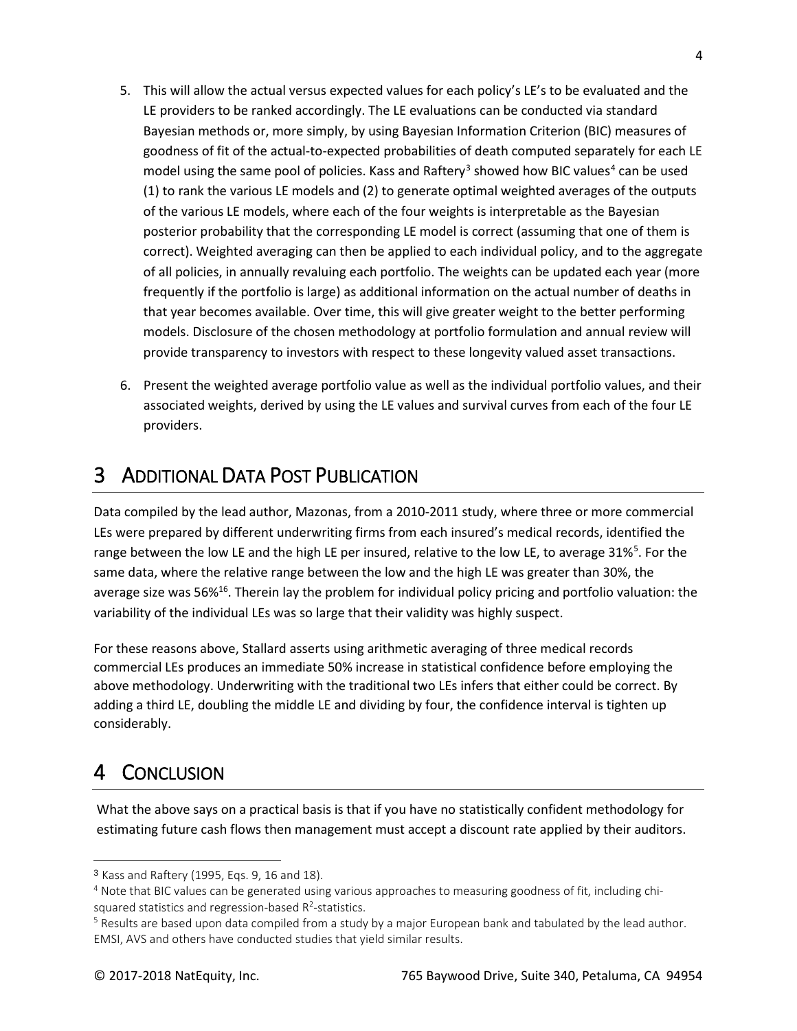5. This will allow the actual versus expected values for each policy's LE's to be evaluated and the LE providers to be ranked accordingly. The LE evaluations can be conducted via standard Bayesian methods or, more simply, by using Bayesian Information Criterion (BIC) measures of goodness of fit of the actual-to-expected probabilities of death computed separately for each LE model using the same pool of policies. Kass and Raftery[3] showed how BIC values[4] can be used (1) to rank the various LE models and (2) to generate optimal weighted averages of the outputs of the various LE models, where each of the four weights is interpretable as the Bayesian posterior probability that the corresponding LE model is correct (assuming that one of them is correct). Weighted averaging can then be applied to each individual policy, and to the aggregate of all policies, in annually revaluing each portfolio. The weights can be updated each year (more frequently if the portfolio is large) as additional information on the actual number of deaths in that year becomes available. Over time, this will give greater weight to the better performing models. Disclosure of the chosen methodology at portfolio formulation and annual review will provide transparency to investors with respect to these longevity valued asset transactions.

6. Present the weighted average portfolio value as well as the individual portfolio values, and their associated weights, derived by using the LE values and survival curves from each of the four LE providers.

# 3 Additional Data Post Publication

Data compiled by the lead author, Mazonas, from a 2010-2011 study, where three or more commercial LEs were prepared by different underwriting firms from each insured's medical records, identified the range between the low LE and the high LE per insured, relative to the low LE, to average 31%[5]. For the same data, where the relative range between the low and the high LE was greater than 30%, the average size was 56%[16]. Therein lay the problem for individual policy pricing and portfolio valuation: the variability of the individual LEs was so large that their validity was highly suspect.

For these reasons above, Stallard asserts using arithmetic averaging of three medical records commercial LEs produces an immediate 50% increase in statistical confidence before employing the above methodology. Underwriting with the traditional two LEs infers that either could be correct. By adding a third LE, doubling the middle LE and dividing by four, the confidence interval is tighten up considerably.

# 4 Conclusion

What the above says on a practical basis is that if you have no statistically confident methodology for estimating future cash flows then management must accept a discount rate applied by their auditors.

---

[3] Kass and Raftery (1995, Eqs. 9, 16 and 18).

[4] Note that BIC values can be generated using various approaches to measuring goodness of fit, including chi-squared statistics and regression-based $R^2$-statistics.

[5] Results are based upon data compiled from a study by a major European bank and tabulated by the lead author. EMSI, AVS and others have conducted studies that yield similar results.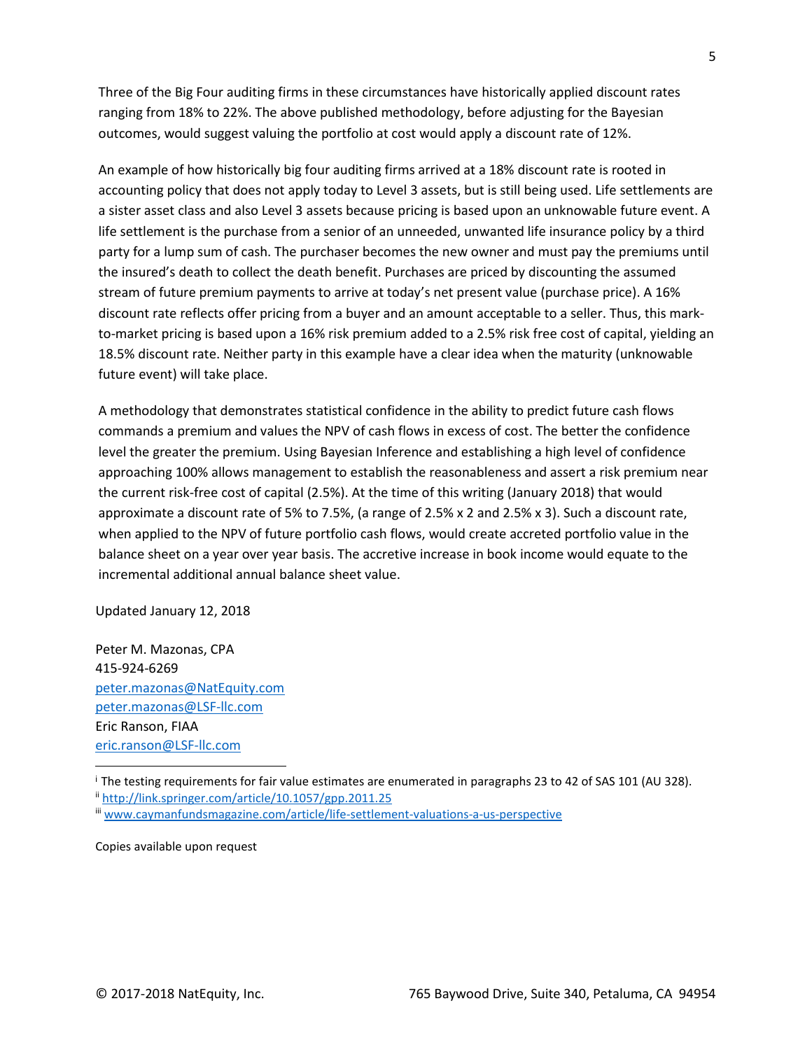Three of the Big Four auditing firms in these circumstances have historically applied discount rates ranging from 18% to 22%. The above published methodology, before adjusting for the Bayesian outcomes, would suggest valuing the portfolio at cost would apply a discount rate of 12%.

An example of how historically big four auditing firms arrived at a 18% discount rate is rooted in accounting policy that does not apply today to Level 3 assets, but is still being used. Life settlements are a sister asset class and also Level 3 assets because pricing is based upon an unknowable future event. A life settlement is the purchase from a senior of an unneeded, unwanted life insurance policy by a third party for a lump sum of cash. The purchaser becomes the new owner and must pay the premiums until the insured's death to collect the death benefit. Purchases are priced by discounting the assumed stream of future premium payments to arrive at today's net present value (purchase price). A 16% discount rate reflects offer pricing from a buyer and an amount acceptable to a seller. Thus, this mark-to-market pricing is based upon a 16% risk premium added to a 2.5% risk free cost of capital, yielding an 18.5% discount rate. Neither party in this example have a clear idea when the maturity (unknowable future event) will take place.

A methodology that demonstrates statistical confidence in the ability to predict future cash flows commands a premium and values the NPV of cash flows in excess of cost. The better the confidence level the greater the premium. Using Bayesian Inference and establishing a high level of confidence approaching 100% allows management to establish the reasonableness and assert a risk premium near the current risk-free cost of capital (2.5%). At the time of this writing (January 2018) that would approximate a discount rate of 5% to 7.5%, (a range of 2.5% x 2 and 2.5% x 3). Such a discount rate, when applied to the NPV of future portfolio cash flows, would create accreted portfolio value in the balance sheet on a year over year basis. The accretive increase in book income would equate to the incremental additional annual balance sheet value.

Updated January 12, 2018

Peter M. Mazonas, CPA
415-924-6269
peter.mazonas@NatEquity.com
peter.mazonas@LSF-llc.com
Eric Ranson, FIAA
eric.ranson@LSF-llc.com

---

[i] The testing requirements for fair value estimates are enumerated in paragraphs 23 to 42 of SAS 101 (AU 328).
[ii] http://link.springer.com/article/10.1057/gpp.2011.25
[iii] www.caymanfundsmagazine.com/article/life-settlement-valuations-a-us-perspective

Copies available upon request